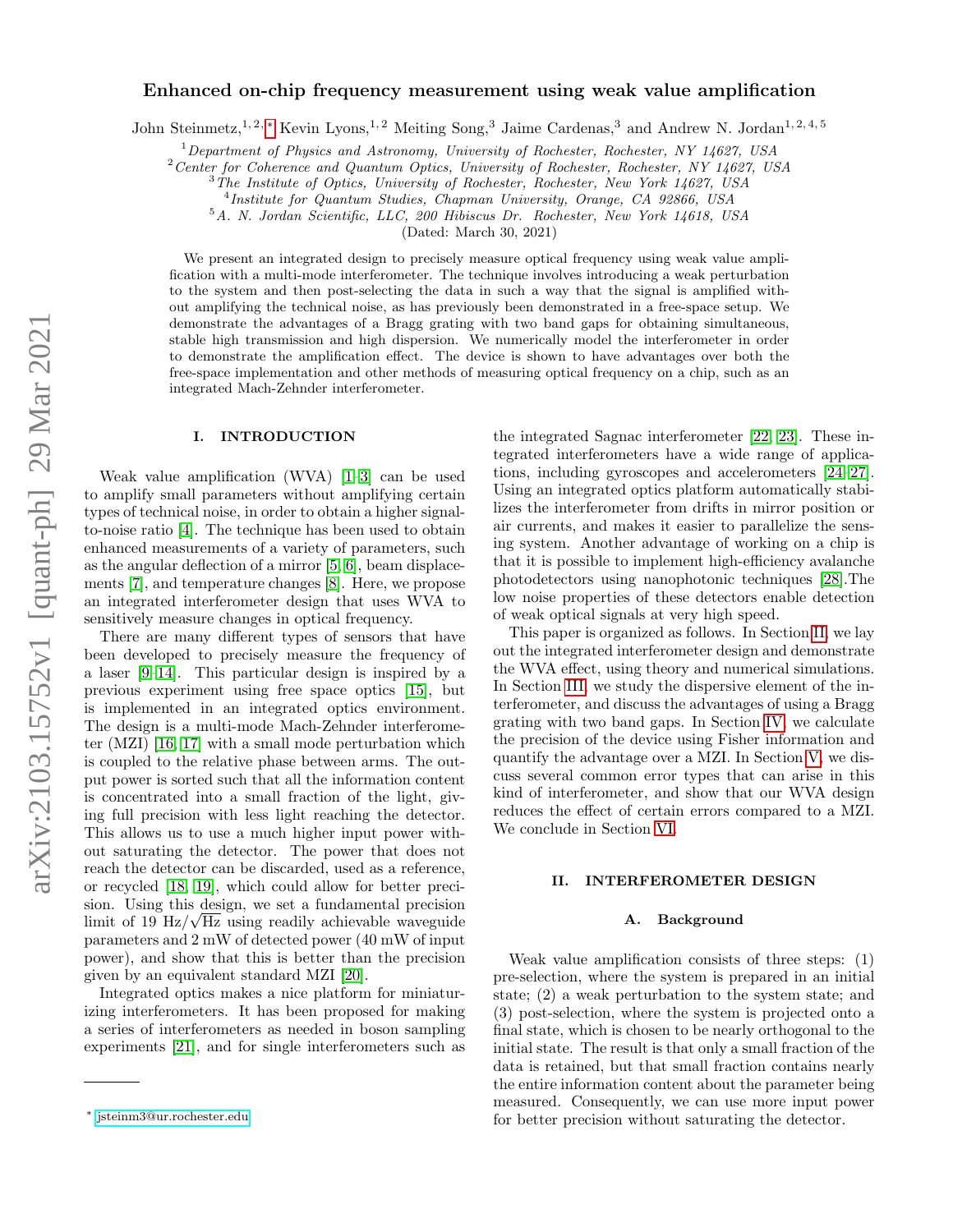# Enhanced on-chip frequency measurement using weak value amplification

John Steinmetz,[1,2,*] Kevin Lyons,[1,2] Meiting Song,[3] Jaime Cardenas,[3] and Andrew N. Jordan[1,2,4,5]

[1] *Department of Physics and Astronomy, University of Rochester, Rochester, NY 14627, USA*
[2] *Center for Coherence and Quantum Optics, University of Rochester, Rochester, NY 14627, USA*
[3] *The Institute of Optics, University of Rochester, Rochester, New York 14627, USA*
[4] *Institute for Quantum Studies, Chapman University, Orange, CA 92866, USA*
[5] *A. N. Jordan Scientific, LLC, 200 Hibiscus Dr. Rochester, New York 14618, USA*

(Dated: March 30, 2021)

We present an integrated design to precisely measure optical frequency using weak value amplification with a multi-mode interferometer. The technique involves introducing a weak perturbation to the system and then post-selecting the data in such a way that the signal is amplified without amplifying the technical noise, as has previously been demonstrated in a free-space setup. We demonstrate the advantages of a Bragg grating with two band gaps for obtaining simultaneous, stable high transmission and high dispersion. We numerically model the interferometer in order to demonstrate the amplification effect. The device is shown to have advantages over both the free-space implementation and other methods of measuring optical frequency on a chip, such as an integrated Mach-Zehnder interferometer.

## I. INTRODUCTION

Weak value amplification (WVA) [1–3] can be used to amplify small parameters without amplifying certain types of technical noise, in order to obtain a higher signal-to-noise ratio [4]. The technique has been used to obtain enhanced measurements of a variety of parameters, such as the angular deflection of a mirror [5, 6], beam displacements [7], and temperature changes [8]. Here, we propose an integrated interferometer design that uses WVA to sensitively measure changes in optical frequency.

There are many different types of sensors that have been developed to precisely measure the frequency of a laser [9–14]. This particular design is inspired by a previous experiment using free space optics [15], but is implemented in an integrated optics environment. The design is a multi-mode Mach-Zehnder interferometer (MZI) [16, 17] with a small mode perturbation which is coupled to the relative phase between arms. The output power is sorted such that all the information content is concentrated into a small fraction of the light, giving full precision with less light reaching the detector. This allows us to use a much higher input power without saturating the detector. The power that does not reach the detector can be discarded, used as a reference, or recycled [18, 19], which could allow for better precision. Using this design, we set a fundamental precision limit of 19 $\mathrm{Hz}/\sqrt{\mathrm{Hz}}$ using readily achievable waveguide parameters and 2 mW of detected power (40 mW of input power), and show that this is better than the precision given by an equivalent standard MZI [20].

Integrated optics makes a nice platform for miniaturizing interferometers. It has been proposed for making a series of interferometers as needed in boson sampling experiments [21], and for single interferometers such as the integrated Sagnac interferometer [22, 23]. These integrated interferometers have a wide range of applications, including gyroscopes and accelerometers [24–27]. Using an integrated optics platform automatically stabilizes the interferometer from drifts in mirror position or air currents, and makes it easier to parallelize the sensing system. Another advantage of working on a chip is that it is possible to implement high-efficiency avalanche photodetectors using nanophotonic techniques [28].The low noise properties of these detectors enable detection of weak optical signals at very high speed.

This paper is organized as follows. In Section II, we lay out the integrated interferometer design and demonstrate the WVA effect, using theory and numerical simulations. In Section III, we study the dispersive element of the interferometer, and discuss the advantages of using a Bragg grating with two band gaps. In Section IV, we calculate the precision of the device using Fisher information and quantify the advantage over a MZI. In Section V, we discuss several common error types that can arise in this kind of interferometer, and show that our WVA design reduces the effect of certain errors compared to a MZI. We conclude in Section VI.

## II. INTERFEROMETER DESIGN

### A. Background

Weak value amplification consists of three steps: (1) pre-selection, where the system is prepared in an initial state; (2) a weak perturbation to the system state; and (3) post-selection, where the system is projected onto a final state, which is chosen to be nearly orthogonal to the initial state. The result is that only a small fraction of the data is retained, but that small fraction contains nearly the entire information content about the parameter being measured. Consequently, we can use more input power for better precision without saturating the detector.

* jsteinm3@ur.rochester.edu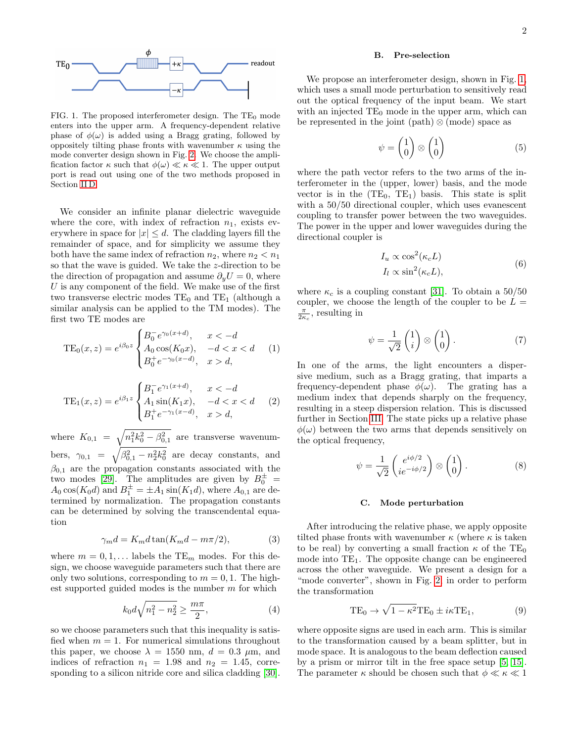FIG. 1. The proposed interferometer design. The $TE_0$ mode enters into the upper arm. A frequency-dependent relative phase of $\phi(\omega)$ is added using a Bragg grating, followed by oppositely tilting phase fronts with wavenumber $\kappa$ using the mode converter design shown in Fig. 2. We choose the amplification factor $\kappa$ such that $\phi(\omega) \ll \kappa \ll 1$. The upper output port is read out using one of the two methods proposed in Section II D.

We consider an infinite planar dielectric waveguide where the core, with index of refraction $n_1$, exists everywhere in space for $|x| \leq d$. The cladding layers fill the remainder of space, and for simplicity we assume they both have the same index of refraction $n_2$, where $n_2 < n_1$ so that the wave is guided. We take the $z$-direction to be the direction of propagation and assume $\partial_y U = 0$, where $U$ is any component of the field. We make use of the first two transverse electric modes $TE_0$ and $TE_1$ (although a similar analysis can be applied to the TM modes). The first two TE modes are

$$\mathrm{TE}_0(x,z) = e^{i\beta_0 z}\begin{cases} B_0^- e^{\gamma_0(x+d)}, & x < -d \\ A_0 \cos(K_0 x), & -d < x < d \\ B_0^+ e^{-\gamma_0(x-d)}, & x > d, \end{cases} \tag{1}$$

$$\mathrm{TE}_1(x,z) = e^{i\beta_1 z}\begin{cases} B_1^- e^{\gamma_1(x+d)}, & x < -d \\ A_1 \sin(K_1 x), & -d < x < d \\ B_1^+ e^{-\gamma_1(x-d)}, & x > d, \end{cases} \tag{2}$$

where $K_{0,1} = \sqrt{n_1^2 k_0^2 - \beta_{0,1}^2}$ are transverse wavenumbers, $\gamma_{0,1} = \sqrt{\beta_{0,1}^2 - n_2^2 k_0^2}$ are decay constants, and $\beta_{0,1}$ are the propagation constants associated with the two modes [29]. The amplitudes are given by $B_0^\pm = A_0 \cos(K_0 d)$ and $B_1^\pm = \pm A_1 \sin(K_1 d)$, where $A_{0,1}$ are determined by normalization. The propagation constants can be determined by solving the transcendental equation

$$\gamma_m d = K_m d \tan(K_m d - m\pi/2), \tag{3}$$

where $m = 0, 1, \ldots$ labels the $TE_m$ modes. For this design, we choose waveguide parameters such that there are only two solutions, corresponding to $m = 0, 1$. The highest supported guided modes is the number $m$ for which

$$k_0 d\sqrt{n_1^2 - n_2^2} \geq \frac{m\pi}{2}, \tag{4}$$

so we choose parameters such that this inequality is satisfied when $m = 1$. For numerical simulations throughout this paper, we choose $\lambda = 1550$ nm, $d = 0.3$ $\mu$m, and indices of refraction $n_1 = 1.98$ and $n_2 = 1.45$, corresponding to a silicon nitride core and silica cladding [30].

### B. Pre-selection

We propose an interferometer design, shown in Fig. 1, which uses a small mode perturbation to sensitively read out the optical frequency of the input beam. We start with an injected $TE_0$ mode in the upper arm, which can be represented in the joint (path) $\otimes$ (mode) space as

$$\psi = \begin{pmatrix} 1 \\ 0 \end{pmatrix} \otimes \begin{pmatrix} 1 \\ 0 \end{pmatrix} \tag{5}$$

where the path vector refers to the two arms of the interferometer in the (upper, lower) basis, and the mode vector is in the ($TE_0$, $TE_1$) basis. This state is split with a 50/50 directional coupler, which uses evanescent coupling to transfer power between the two waveguides. The power in the upper and lower waveguides during the directional coupler is

$$\begin{aligned} I_u &\propto \cos^2(\kappa_c L) \\ I_l &\propto \sin^2(\kappa_c L), \end{aligned} \tag{6}$$

where $\kappa_c$ is a coupling constant [31]. To obtain a 50/50 coupler, we choose the length of the coupler to be $L = \frac{\pi}{2\kappa_c}$, resulting in

$$\psi = \frac{1}{\sqrt{2}}\begin{pmatrix} 1 \\ i \end{pmatrix} \otimes \begin{pmatrix} 1 \\ 0 \end{pmatrix}. \tag{7}$$

In one of the arms, the light encounters a dispersive medium, such as a Bragg grating, that imparts a frequency-dependent phase $\phi(\omega)$. The grating has a medium index that depends sharply on the frequency, resulting in a steep dispersion relation. This is discussed further in Section III. The state picks up a relative phase $\phi(\omega)$ between the two arms that depends sensitively on the optical frequency,

$$\psi = \frac{1}{\sqrt{2}}\begin{pmatrix} e^{i\phi/2} \\ ie^{-i\phi/2} \end{pmatrix} \otimes \begin{pmatrix} 1 \\ 0 \end{pmatrix}. \tag{8}$$

### C. Mode perturbation

After introducing the relative phase, we apply opposite tilted phase fronts with wavenumber $\kappa$ (where $\kappa$ is taken to be real) by converting a small fraction $\kappa$ of the $TE_0$ mode into $TE_1$. The opposite change can be engineered across the other waveguide. We present a design for a "mode converter", shown in Fig. 2, in order to perform the transformation

$$\mathrm{TE}_0 \rightarrow \sqrt{1-\kappa^2}\,\mathrm{TE}_0 \pm i\kappa \mathrm{TE}_1, \tag{9}$$

where opposite signs are used in each arm. This is similar to the transformation caused by a beam splitter, but in mode space. It is analogous to the beam deflection caused by a prism or mirror tilt in the free space setup [5, 15]. The parameter $\kappa$ should be chosen such that $\phi \ll \kappa \ll 1$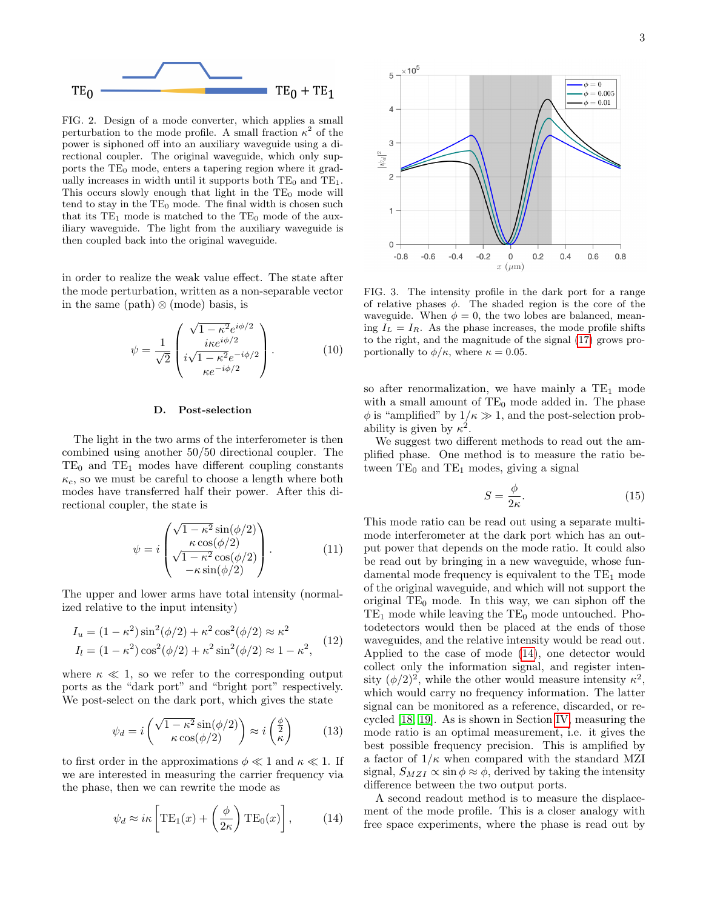FIG. 2. Design of a mode converter, which applies a small perturbation to the mode profile. A small fraction $\kappa^2$ of the power is siphoned off into an auxiliary waveguide using a directional coupler. The original waveguide, which only supports the TE$_0$ mode, enters a tapering region where it gradually increases in width until it supports both TE$_0$ and TE$_1$. This occurs slowly enough that light in the TE$_0$ mode will tend to stay in the TE$_0$ mode. The final width is chosen such that its TE$_1$ mode is matched to the TE$_0$ mode of the auxiliary waveguide. The light from the auxiliary waveguide is then coupled back into the original waveguide.

in order to realize the weak value effect. The state after the mode perturbation, written as a non-separable vector in the same (path) ⊗ (mode) basis, is

$$\psi = \frac{1}{\sqrt{2}} \begin{pmatrix} \sqrt{1-\kappa^2} e^{i\phi/2} \\ i\kappa e^{i\phi/2} \\ i\sqrt{1-\kappa^2} e^{-i\phi/2} \\ \kappa e^{-i\phi/2} \end{pmatrix}. \tag{10}$$

### D. Post-selection

The light in the two arms of the interferometer is then combined using another 50/50 directional coupler. The TE$_0$ and TE$_1$ modes have different coupling constants $\kappa_c$, so we must be careful to choose a length where both modes have transferred half their power. After this directional coupler, the state is

$$\psi = i \begin{pmatrix} \sqrt{1-\kappa^2} \sin(\phi/2) \\ \kappa \cos(\phi/2) \\ \sqrt{1-\kappa^2} \cos(\phi/2) \\ -\kappa \sin(\phi/2) \end{pmatrix}. \tag{11}$$

The upper and lower arms have total intensity (normalized relative to the input intensity)

$$\begin{aligned} I_u &= (1-\kappa^2)\sin^2(\phi/2) + \kappa^2\cos^2(\phi/2) \approx \kappa^2 \\ I_l &= (1-\kappa^2)\cos^2(\phi/2) + \kappa^2\sin^2(\phi/2) \approx 1-\kappa^2, \end{aligned} \tag{12}$$

where $\kappa \ll 1$, so we refer to the corresponding output ports as the "dark port" and "bright port" respectively. We post-select on the dark port, which gives the state

$$\psi_d = i \begin{pmatrix} \sqrt{1-\kappa^2}\sin(\phi/2) \\ \kappa\cos(\phi/2) \end{pmatrix} \approx i \begin{pmatrix} \frac{\phi}{2} \\ \kappa \end{pmatrix} \tag{13}$$

to first order in the approximations $\phi \ll 1$ and $\kappa \ll 1$. If we are interested in measuring the carrier frequency via the phase, then we can rewrite the mode as

$$\psi_d \approx i\kappa \left[ \text{TE}_1(x) + \left(\frac{\phi}{2\kappa}\right) \text{TE}_0(x) \right], \tag{14}$$

FIG. 3. The intensity profile in the dark port for a range of relative phases $\phi$. The shaded region is the core of the waveguide. When $\phi = 0$, the two lobes are balanced, meaning $I_L = I_R$. As the phase increases, the mode profile shifts to the right, and the magnitude of the signal (17) grows proportionally to $\phi/\kappa$, where $\kappa = 0.05$.

so after renormalization, we have mainly a TE$_1$ mode with a small amount of TE$_0$ mode added in. The phase $\phi$ is "amplified" by $1/\kappa \gg 1$, and the post-selection probability is given by $\kappa^2$.

We suggest two different methods to read out the amplified phase. One method is to measure the ratio between TE$_0$ and TE$_1$ modes, giving a signal

$$S = \frac{\phi}{2\kappa}. \tag{15}$$

This mode ratio can be read out using a separate multimode interferometer at the dark port which has an output power that depends on the mode ratio. It could also be read out by bringing in a new waveguide, whose fundamental mode frequency is equivalent to the TE$_1$ mode of the original waveguide, and which will not support the original TE$_0$ mode. In this way, we can siphon off the TE$_1$ mode while leaving the TE$_0$ mode untouched. Photodetectors would then be placed at the ends of those waveguides, and the relative intensity would be read out. Applied to the case of mode (14), one detector would collect only the information signal, and register intensity $(\phi/2)^2$, while the other would measure intensity $\kappa^2$, which would carry no frequency information. The latter signal can be monitored as a reference, discarded, or recycled [18, 19]. As is shown in Section IV, measuring the mode ratio is an optimal measurement, i.e. it gives the best possible frequency precision. This is amplified by a factor of $1/\kappa$ when compared with the standard MZI signal, $S_{MZI} \propto \sin\phi \approx \phi$, derived by taking the intensity difference between the two output ports.

A second readout method is to measure the displacement of the mode profile. This is a closer analogy with free space experiments, where the phase is read out by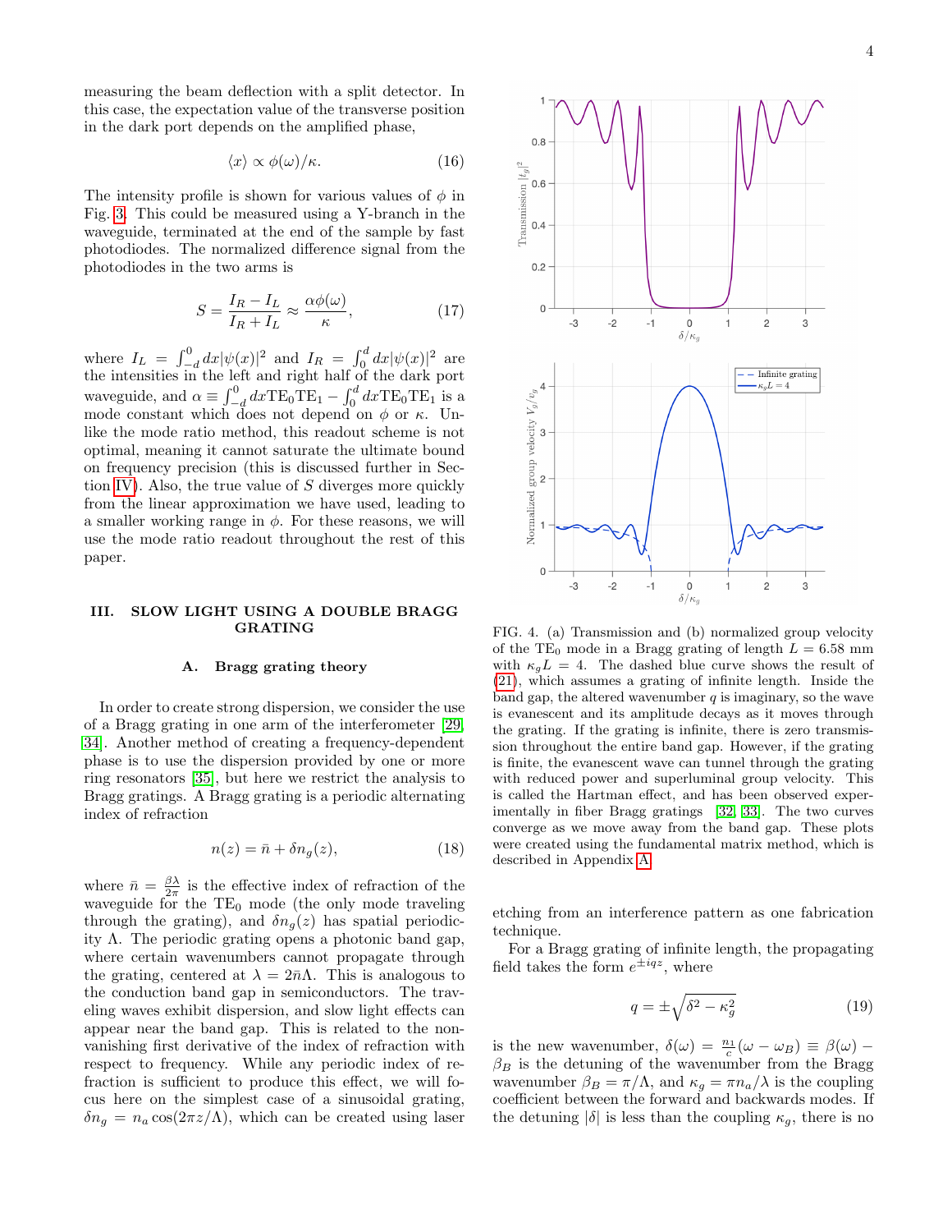measuring the beam deflection with a split detector. In this case, the expectation value of the transverse position in the dark port depends on the amplified phase,

$$\langle x \rangle \propto \phi(\omega)/\kappa. \tag{16}$$

The intensity profile is shown for various values of $\phi$ in Fig. 3. This could be measured using a Y-branch in the waveguide, terminated at the end of the sample by fast photodiodes. The normalized difference signal from the photodiodes in the two arms is

$$S = \frac{I_R - I_L}{I_R + I_L} \approx \frac{\alpha \phi(\omega)}{\kappa}, \tag{17}$$

where $I_L = \int_{-d}^{0} dx |\psi(x)|^2$ and $I_R = \int_0^d dx |\psi(x)|^2$ are the intensities in the left and right half of the dark port waveguide, and $\alpha \equiv \int_{-d}^{0} dx \mathrm{TE}_0 \mathrm{TE}_1 - \int_0^d dx \mathrm{TE}_0 \mathrm{TE}_1$ is a mode constant which does not depend on $\phi$ or $\kappa$. Unlike the mode ratio method, this readout scheme is not optimal, meaning it cannot saturate the ultimate bound on frequency precision (this is discussed further in Section IV). Also, the true value of $S$ diverges more quickly from the linear approximation we have used, leading to a smaller working range in $\phi$. For these reasons, we will use the mode ratio readout throughout the rest of this paper.

## III. SLOW LIGHT USING A DOUBLE BRAGG GRATING

### A. Bragg grating theory

In order to create strong dispersion, we consider the use of a Bragg grating in one arm of the interferometer [29, 34]. Another method of creating a frequency-dependent phase is to use the dispersion provided by one or more ring resonators [35], but here we restrict the analysis to Bragg gratings. A Bragg grating is a periodic alternating index of refraction

$$n(z) = \bar{n} + \delta n_g(z), \tag{18}$$

where $\bar{n} = \frac{\beta \lambda}{2\pi}$ is the effective index of refraction of the waveguide for the $\mathrm{TE}_0$ mode (the only mode traveling through the grating), and $\delta n_g(z)$ has spatial periodicity $\Lambda$. The periodic grating opens a photonic band gap, where certain wavenumbers cannot propagate through the grating, centered at $\lambda = 2\bar{n}\Lambda$. This is analogous to the conduction band gap in semiconductors. The traveling waves exhibit dispersion, and slow light effects can appear near the band gap. This is related to the non-vanishing first derivative of the index of refraction with respect to frequency. While any periodic index of refraction is sufficient to produce this effect, we will focus here on the simplest case of a sinusoidal grating, $\delta n_g = n_a \cos(2\pi z/\Lambda)$, which can be created using laser etching from an interference pattern as one fabrication technique.

FIG. 4. (a) Transmission and (b) normalized group velocity of the $\mathrm{TE}_0$ mode in a Bragg grating of length $L = 6.58$ mm with $\kappa_g L = 4$. The dashed blue curve shows the result of (21), which assumes a grating of infinite length. Inside the band gap, the altered wavenumber $q$ is imaginary, so the wave is evanescent and its amplitude decays as it moves through the grating. If the grating is infinite, there is zero transmission throughout the entire band gap. However, if the grating is finite, the evanescent wave can tunnel through the grating with reduced power and superluminal group velocity. This is called the Hartman effect, and has been observed experimentally in fiber Bragg gratings [32, 33]. The two curves converge as we move away from the band gap. These plots were created using the fundamental matrix method, which is described in Appendix A.

For a Bragg grating of infinite length, the propagating field takes the form $e^{\pm iqz}$, where

$$q = \pm\sqrt{\delta^2 - \kappa_g^2} \tag{19}$$

is the new wavenumber, $\delta(\omega) = \frac{n_1}{c}(\omega - \omega_B) \equiv \beta(\omega) - \beta_B$ is the detuning of the wavenumber from the Bragg wavenumber $\beta_B = \pi/\Lambda$, and $\kappa_g = \pi n_a/\lambda$ is the coupling coefficient between the forward and backwards modes. If the detuning $|\delta|$ is less than the coupling $\kappa_g$, there is no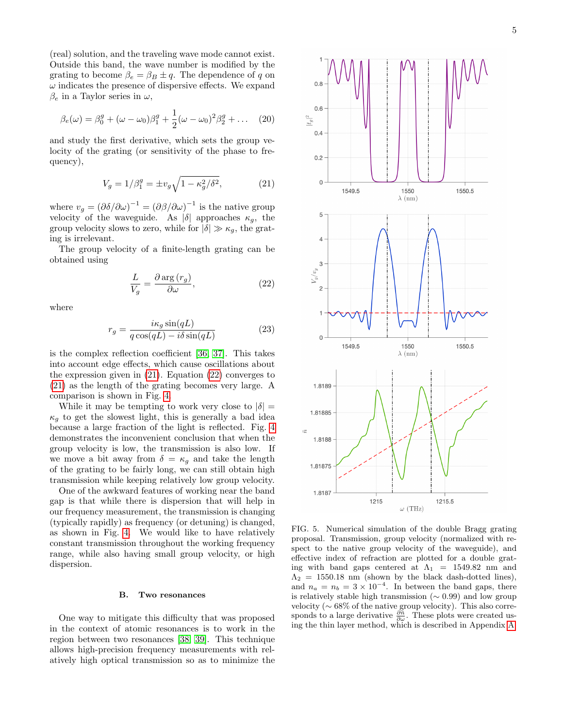(real) solution, and the traveling wave mode cannot exist. Outside this band, the wave number is modified by the grating to become $\beta_e = \beta_B \pm q$. The dependence of $q$ on $\omega$ indicates the presence of dispersive effects. We expand $\beta_e$ in a Taylor series in $\omega$,

$$\beta_e(\omega) = \beta_0^g + (\omega - \omega_0)\beta_1^g + \frac{1}{2}(\omega - \omega_0)^2 \beta_2^g + \dots \quad (20)$$

and study the first derivative, which sets the group velocity of the grating (or sensitivity of the phase to frequency),

$$V_g = 1/\beta_1^g = \pm v_g \sqrt{1 - \kappa_g^2/\delta^2}, \quad (21)$$

where $v_g = (\partial\delta/\partial\omega)^{-1} = (\partial\beta/\partial\omega)^{-1}$ is the native group velocity of the waveguide. As $|\delta|$ approaches $\kappa_g$, the group velocity slows to zero, while for $|\delta| \gg \kappa_g$, the grating is irrelevant.

The group velocity of a finite-length grating can be obtained using

$$\frac{L}{V_g} = \frac{\partial \arg(r_g)}{\partial \omega}, \quad (22)$$

where

$$r_g = \frac{i\kappa_g \sin(qL)}{q\cos(qL) - i\delta \sin(qL)} \quad (23)$$

is the complex reflection coefficient [36, 37]. This takes into account edge effects, which cause oscillations about the expression given in (21). Equation (22) converges to (21) as the length of the grating becomes very large. A comparison is shown in Fig. 4.

While it may be tempting to work very close to $|\delta| = \kappa_g$ to get the slowest light, this is generally a bad idea because a large fraction of the light is reflected. Fig. 4 demonstrates the inconvenient conclusion that when the group velocity is low, the transmission is also low. If we move a bit away from $\delta = \kappa_g$ and take the length of the grating to be fairly long, we can still obtain high transmission while keeping relatively low group velocity.

One of the awkward features of working near the band gap is that while there is dispersion that will help in our frequency measurement, the transmission is changing (typically rapidly) as frequency (or detuning) is changed, as shown in Fig. 4. We would like to have relatively constant transmission throughout the working frequency range, while also having small group velocity, or high dispersion.

### B. Two resonances

One way to mitigate this difficulty that was proposed in the context of atomic resonances is to work in the region between two resonances [38, 39]. This technique allows high-precision frequency measurements with relatively high optical transmission so as to minimize the

FIG. 5. Numerical simulation of the double Bragg grating proposal. Transmission, group velocity (normalized with respect to the native group velocity of the waveguide), and effective index of refraction are plotted for a double grating with band gaps centered at $\Lambda_1 = 1549.82$ nm and $\Lambda_2 = 1550.18$ nm (shown by the black dash-dotted lines), and $n_a = n_b = 3 \times 10^{-4}$. In between the band gaps, there is relatively stable high transmission ($\sim 0.99$) and low group velocity ($\sim 68\%$ of the native group velocity). This also corresponds to a large derivative $\frac{\partial \bar{n}}{\partial \omega}$. These plots were created using the thin layer method, which is described in Appendix A.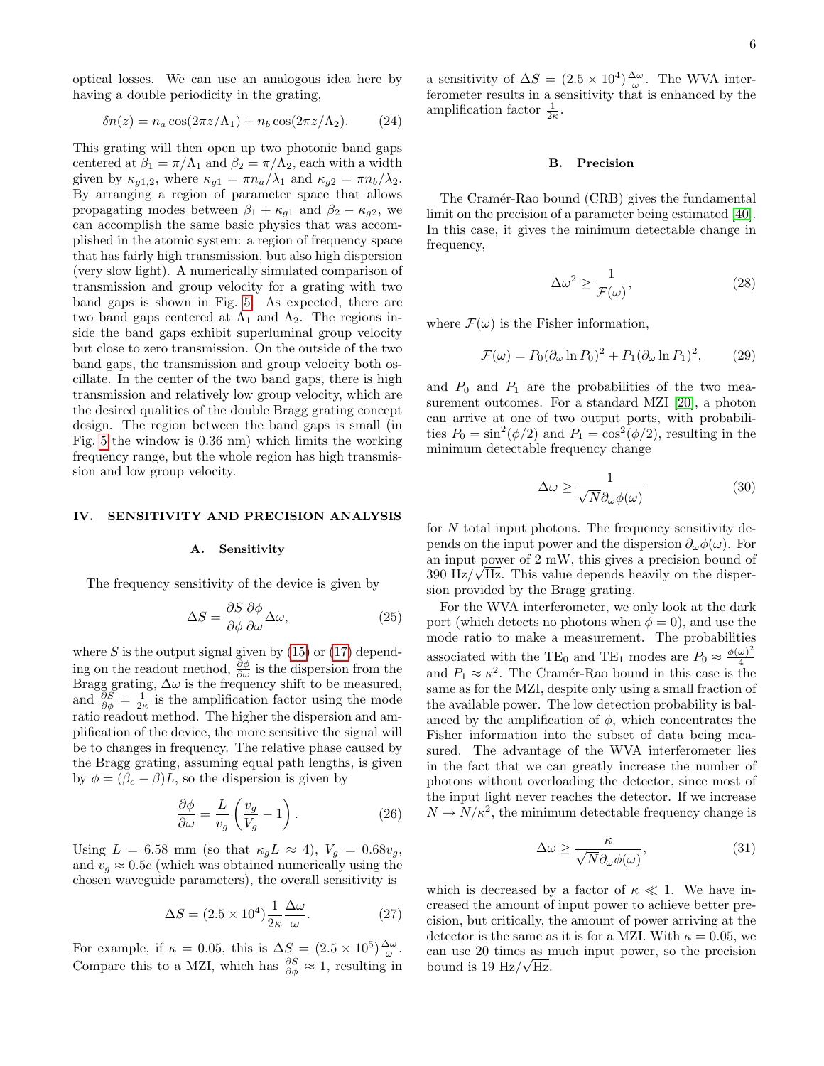optical losses. We can use an analogous idea here by having a double periodicity in the grating,

$$\delta n(z) = n_a \cos(2\pi z/\Lambda_1) + n_b \cos(2\pi z/\Lambda_2). \tag{24}$$

This grating will then open up two photonic band gaps centered at $\beta_1 = \pi/\Lambda_1$ and $\beta_2 = \pi/\Lambda_2$, each with a width given by $\kappa_{g1,2}$, where $\kappa_{g1} = \pi n_a/\lambda_1$ and $\kappa_{g2} = \pi n_b/\lambda_2$. By arranging a region of parameter space that allows propagating modes between $\beta_1 + \kappa_{g1}$ and $\beta_2 - \kappa_{g2}$, we can accomplish the same basic physics that was accomplished in the atomic system: a region of frequency space that has fairly high transmission, but also high dispersion (very slow light). A numerically simulated comparison of transmission and group velocity for a grating with two band gaps is shown in Fig. 5. As expected, there are two band gaps centered at $\Lambda_1$ and $\Lambda_2$. The regions inside the band gaps exhibit superluminal group velocity but close to zero transmission. On the outside of the two band gaps, the transmission and group velocity both oscillate. In the center of the two band gaps, there is high transmission and relatively low group velocity, which are the desired qualities of the double Bragg grating concept design. The region between the band gaps is small (in Fig. 5 the window is 0.36 nm) which limits the working frequency range, but the whole region has high transmission and low group velocity.

## IV. SENSITIVITY AND PRECISION ANALYSIS

### A. Sensitivity

The frequency sensitivity of the device is given by

$$\Delta S = \frac{\partial S}{\partial \phi}\frac{\partial \phi}{\partial \omega}\Delta\omega, \tag{25}$$

where $S$ is the output signal given by (15) or (17) depending on the readout method, $\frac{\partial \phi}{\partial \omega}$ is the dispersion from the Bragg grating, $\Delta\omega$ is the frequency shift to be measured, and $\frac{\partial S}{\partial \phi} = \frac{1}{2\kappa}$ is the amplification factor using the mode ratio readout method. The higher the dispersion and amplification of the device, the more sensitive the signal will be to changes in frequency. The relative phase caused by the Bragg grating, assuming equal path lengths, is given by $\phi = (\beta_e - \beta)L$, so the dispersion is given by

$$\frac{\partial \phi}{\partial \omega} = \frac{L}{v_g}\left(\frac{v_g}{V_g} - 1\right). \tag{26}$$

Using $L = 6.58$ mm (so that $\kappa_g L \approx 4$), $V_g = 0.68 v_g$, and $v_g \approx 0.5c$ (which was obtained numerically using the chosen waveguide parameters), the overall sensitivity is

$$\Delta S = (2.5\times 10^4)\frac{1}{2\kappa}\frac{\Delta\omega}{\omega}. \tag{27}$$

For example, if $\kappa = 0.05$, this is $\Delta S = (2.5\times 10^5)\frac{\Delta\omega}{\omega}$. Compare this to a MZI, which has $\frac{\partial S}{\partial \phi} \approx 1$, resulting in a sensitivity of $\Delta S = (2.5\times 10^4)\frac{\Delta\omega}{\omega}$. The WVA interferometer results in a sensitivity that is enhanced by the amplification factor $\frac{1}{2\kappa}$.

### B. Precision

The Cramér-Rao bound (CRB) gives the fundamental limit on the precision of a parameter being estimated [40]. In this case, it gives the minimum detectable change in frequency,

$$\Delta\omega^2 \geq \frac{1}{\mathcal{F}(\omega)}, \tag{28}$$

where $\mathcal{F}(\omega)$ is the Fisher information,

$$\mathcal{F}(\omega) = P_0(\partial_\omega \ln P_0)^2 + P_1(\partial_\omega \ln P_1)^2, \tag{29}$$

and $P_0$ and $P_1$ are the probabilities of the two measurement outcomes. For a standard MZI [20], a photon can arrive at one of two output ports, with probabilities $P_0 = \sin^2(\phi/2)$ and $P_1 = \cos^2(\phi/2)$, resulting in the minimum detectable frequency change

$$\Delta\omega \geq \frac{1}{\sqrt{N}\partial_\omega \phi(\omega)} \tag{30}$$

for $N$ total input photons. The frequency sensitivity depends on the input power and the dispersion $\partial_\omega \phi(\omega)$. For an input power of 2 mW, this gives a precision bound of 390 Hz/$\sqrt{\text{Hz}}$. This value depends heavily on the dispersion provided by the Bragg grating.

For the WVA interferometer, we only look at the dark port (which detects no photons when $\phi = 0$), and use the mode ratio to make a measurement. The probabilities associated with the TE$_0$ and TE$_1$ modes are $P_0 \approx \frac{\phi(\omega)^2}{4}$ and $P_1 \approx \kappa^2$. The Cramér-Rao bound in this case is the same as for the MZI, despite only using a small fraction of the available power. The low detection probability is balanced by the amplification of $\phi$, which concentrates the Fisher information into the subset of data being measured. The advantage of the WVA interferometer lies in the fact that we can greatly increase the number of photons without overloading the detector, since most of the input light never reaches the detector. If we increase $N \to N/\kappa^2$, the minimum detectable frequency change is

$$\Delta\omega \geq \frac{\kappa}{\sqrt{N}\partial_\omega \phi(\omega)}, \tag{31}$$

which is decreased by a factor of $\kappa \ll 1$. We have increased the amount of input power to achieve better precision, but critically, the amount of power arriving at the detector is the same as it is for a MZI. With $\kappa = 0.05$, we can use 20 times as much input power, so the precision bound is 19 Hz/$\sqrt{\text{Hz}}$.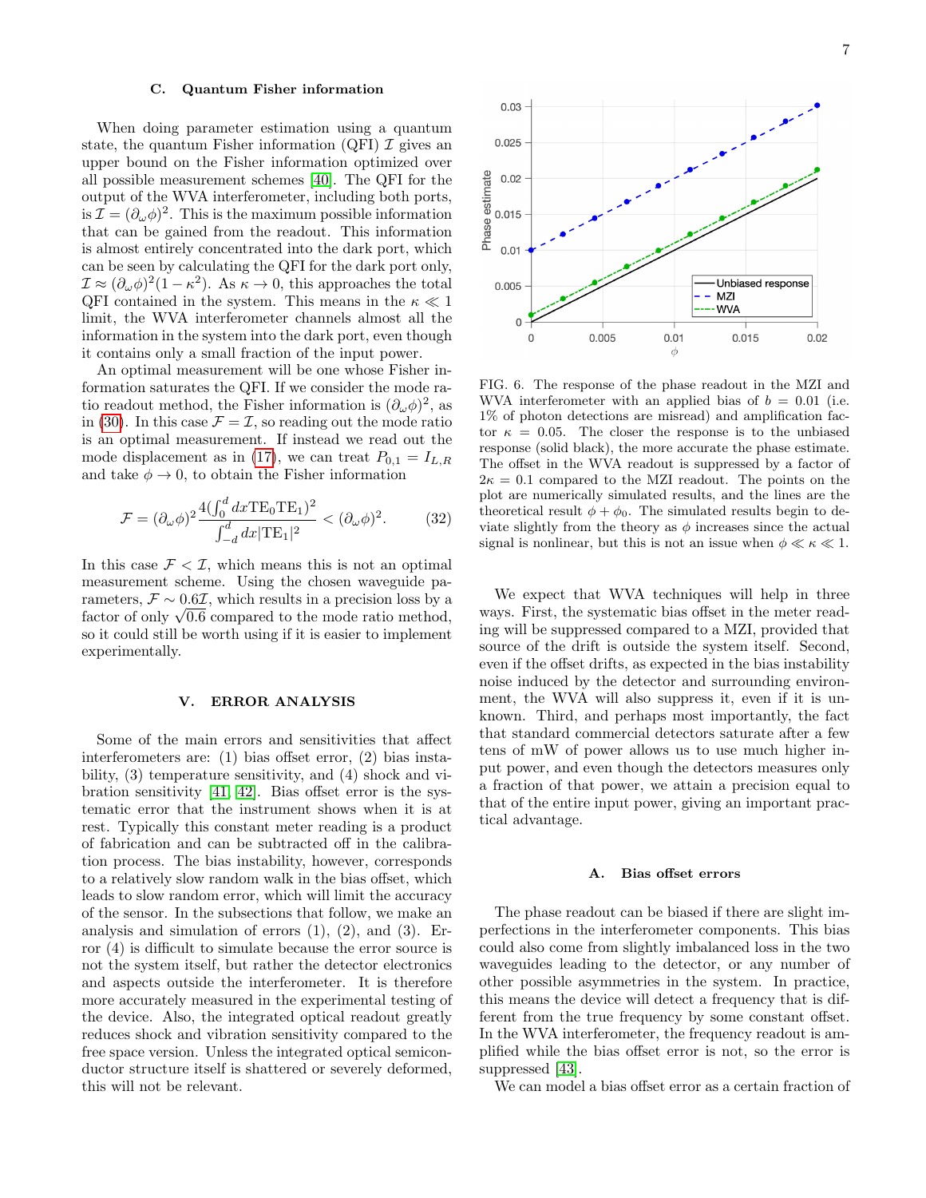### C. Quantum Fisher information

When doing parameter estimation using a quantum state, the quantum Fisher information (QFI) $\mathcal{I}$ gives an upper bound on the Fisher information optimized over all possible measurement schemes [40]. The QFI for the output of the WVA interferometer, including both ports, is $\mathcal{I} = (\partial_\omega \phi)^2$. This is the maximum possible information that can be gained from the readout. This information is almost entirely concentrated into the dark port, which can be seen by calculating the QFI for the dark port only, $\mathcal{I} \approx (\partial_\omega \phi)^2(1-\kappa^2)$. As $\kappa \to 0$, this approaches the total QFI contained in the system. This means in the $\kappa \ll 1$ limit, the WVA interferometer channels almost all the information in the system into the dark port, even though it contains only a small fraction of the input power.

An optimal measurement will be one whose Fisher information saturates the QFI. If we consider the mode ratio readout method, the Fisher information is $(\partial_\omega \phi)^2$, as in (30). In this case $\mathcal{F} = \mathcal{I}$, so reading out the mode ratio is an optimal measurement. If instead we read out the mode displacement as in (17), we can treat $P_{0,1} = I_{L,R}$ and take $\phi \to 0$, to obtain the Fisher information

$$\mathcal{F} = (\partial_\omega \phi)^2 \frac{4(\int_0^d dx \mathrm{TE}_0 \mathrm{TE}_1)^2}{\int_{-d}^d dx |\mathrm{TE}_1|^2} < (\partial_\omega \phi)^2. \tag{32}$$

In this case $\mathcal{F} < \mathcal{I}$, which means this is not an optimal measurement scheme. Using the chosen waveguide parameters, $\mathcal{F} \sim 0.6\mathcal{I}$, which results in a precision loss by a factor of only $\sqrt{0.6}$ compared to the mode ratio method, so it could still be worth using if it is easier to implement experimentally.

## V. ERROR ANALYSIS

Some of the main errors and sensitivities that affect interferometers are: (1) bias offset error, (2) bias instability, (3) temperature sensitivity, and (4) shock and vibration sensitivity [41, 42]. Bias offset error is the systematic error that the instrument shows when it is at rest. Typically this constant meter reading is a product of fabrication and can be subtracted off in the calibration process. The bias instability, however, corresponds to a relatively slow random walk in the bias offset, which leads to slow random error, which will limit the accuracy of the sensor. In the subsections that follow, we make an analysis and simulation of errors (1), (2), and (3). Error (4) is difficult to simulate because the error source is not the system itself, but rather the detector electronics and aspects outside the interferometer. It is therefore more accurately measured in the experimental testing of the device. Also, the integrated optical readout greatly reduces shock and vibration sensitivity compared to the free space version. Unless the integrated optical semiconductor structure itself is shattered or severely deformed, this will not be relevant.

FIG. 6. The response of the phase readout in the MZI and WVA interferometer with an applied bias of $b = 0.01$ (i.e. 1% of photon detections are misread) and amplification factor $\kappa = 0.05$. The closer the response is to the unbiased response (solid black), the more accurate the phase estimate. The offset in the WVA readout is suppressed by a factor of $2\kappa = 0.1$ compared to the MZI readout. The points on the plot are numerically simulated results, and the lines are the theoretical result $\phi + \phi_0$. The simulated results begin to deviate slightly from the theory as $\phi$ increases since the actual signal is nonlinear, but this is not an issue when $\phi \ll \kappa \ll 1$.

We expect that WVA techniques will help in three ways. First, the systematic bias offset in the meter reading will be suppressed compared to a MZI, provided that source of the drift is outside the system itself. Second, even if the offset drifts, as expected in the bias instability noise induced by the detector and surrounding environment, the WVA will also suppress it, even if it is unknown. Third, and perhaps most importantly, the fact that standard commercial detectors saturate after a few tens of mW of power allows us to use much higher input power, and even though the detectors measures only a fraction of that power, we attain a precision equal to that of the entire input power, giving an important practical advantage.

### A. Bias offset errors

The phase readout can be biased if there are slight imperfections in the interferometer components. This bias could also come from slightly imbalanced loss in the two waveguides leading to the detector, or any number of other possible asymmetries in the system. In practice, this means the device will detect a frequency that is different from the true frequency by some constant offset. In the WVA interferometer, the frequency readout is amplified while the bias offset error is not, so the error is suppressed [43].

We can model a bias offset error as a certain fraction of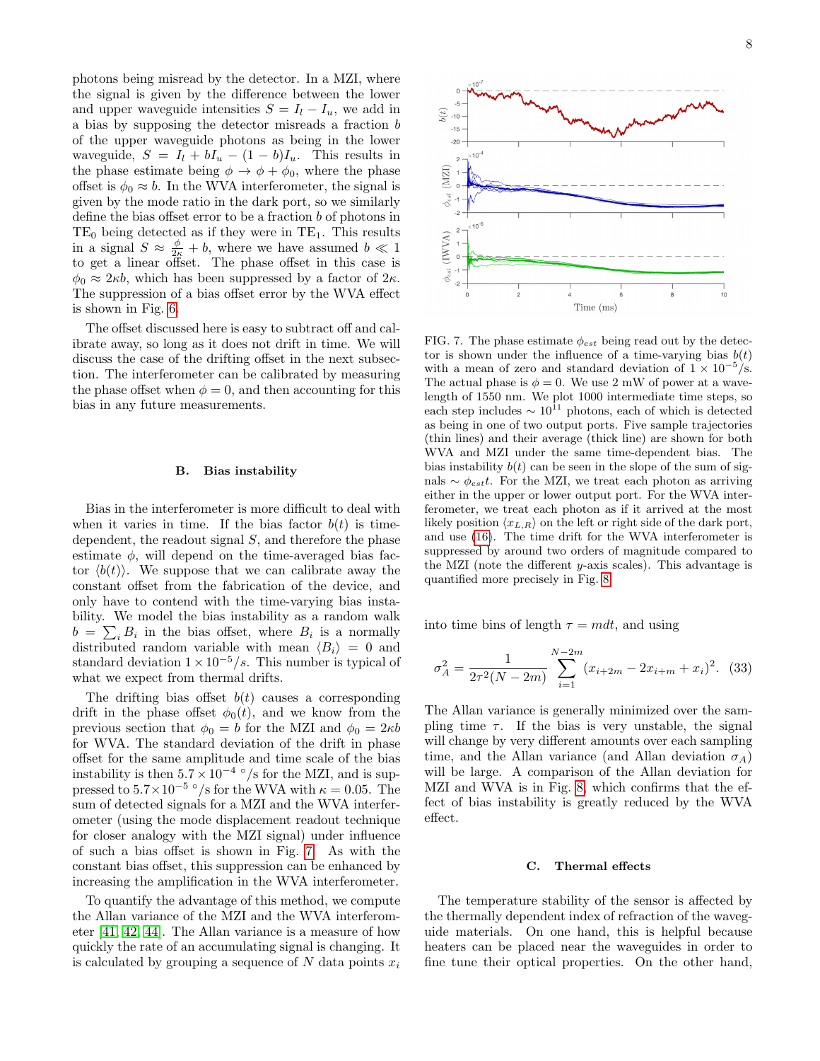photons being misread by the detector. In a MZI, where the signal is given by the difference between the lower and upper waveguide intensities $S = I_l - I_u$, we add in a bias by supposing the detector misreads a fraction $b$ of the upper waveguide photons as being in the lower waveguide, $S = I_l + bI_u - (1-b)I_u$. This results in the phase estimate being $\phi \to \phi + \phi_0$, where the phase offset is $\phi_0 \approx b$. In the WVA interferometer, the signal is given by the mode ratio in the dark port, so we similarly define the bias offset error to be a fraction $b$ of photons in $TE_0$ being detected as if they were in $TE_1$. This results in a signal $S \approx \frac{\phi}{2\kappa} + b$, where we have assumed $b \ll 1$ to get a linear offset. The phase offset in this case is $\phi_0 \approx 2\kappa b$, which has been suppressed by a factor of $2\kappa$. The suppression of a bias offset error by the WVA effect is shown in Fig. 6.

The offset discussed here is easy to subtract off and calibrate away, so long as it does not drift in time. We will discuss the case of the drifting offset in the next subsection. The interferometer can be calibrated by measuring the phase offset when $\phi = 0$, and then accounting for this bias in any future measurements.

### B. Bias instability

Bias in the interferometer is more difficult to deal with when it varies in time. If the bias factor $b(t)$ is time-dependent, the readout signal $S$, and therefore the phase estimate $\phi$, will depend on the time-averaged bias factor $\langle b(t)\rangle$. We suppose that we can calibrate away the constant offset from the fabrication of the device, and only have to contend with the time-varying bias instability. We model the bias instability as a random walk $b = \sum_i B_i$ in the bias offset, where $B_i$ is a normally distributed random variable with mean $\langle B_i \rangle = 0$ and standard deviation $1\times 10^{-5}/s$. This number is typical of what we expect from thermal drifts.

The drifting bias offset $b(t)$ causes a corresponding drift in the phase offset $\phi_0(t)$, and we know from the previous section that $\phi_0 = b$ for the MZI and $\phi_0 = 2\kappa b$ for WVA. The standard deviation of the drift in phase offset for the same amplitude and time scale of the bias instability is then $5.7\times 10^{-4}$ °/s for the MZI, and is suppressed to $5.7\times 10^{-5}$ °/s for the WVA with $\kappa = 0.05$. The sum of detected signals for a MZI and the WVA interferometer (using the mode displacement readout technique for closer analogy with the MZI signal) under influence of such a bias offset is shown in Fig. 7. As with the constant bias offset, this suppression can be enhanced by increasing the amplification in the WVA interferometer.

To quantify the advantage of this method, we compute the Allan variance of the MZI and the WVA interferometer [41, 42, 44]. The Allan variance is a measure of how quickly the rate of an accumulating signal is changing. It is calculated by grouping a sequence of $N$ data points $x_i$ into time bins of length $\tau = mdt$, and using

$$\sigma_A^2 = \frac{1}{2\tau^2(N-2m)} \sum_{i=1}^{N-2m} (x_{i+2m} - 2x_{i+m} + x_i)^2. \quad (33)$$

The Allan variance is generally minimized over the sampling time $\tau$. If the bias is very unstable, the signal will change by very different amounts over each sampling time, and the Allan variance (and Allan deviation $\sigma_A$) will be large. A comparison of the Allan deviation for MZI and WVA is in Fig. 8, which confirms that the effect of bias instability is greatly reduced by the WVA effect.

FIG. 7. The phase estimate $\phi_{est}$ being read out by the detector is shown under the influence of a time-varying bias $b(t)$ with a mean of zero and standard deviation of $1\times 10^{-5}/s$. The actual phase is $\phi = 0$. We use 2 mW of power at a wavelength of 1550 nm. We plot 1000 intermediate time steps, so each step includes $\sim 10^{11}$ photons, each of which is detected as being in one of two output ports. Five sample trajectories (thin lines) and their average (thick line) are shown for both WVA and MZI under the same time-dependent bias. The bias instability $b(t)$ can be seen in the slope of the sum of signals $\sim \phi_{est}t$. For the MZI, we treat each photon as arriving either in the upper or lower output port. For the WVA interferometer, we treat each photon as if it arrived at the most likely position $\langle x_{L,R}\rangle$ on the left or right side of the dark port, and use (16). The time drift for the WVA interferometer is suppressed by around two orders of magnitude compared to the MZI (note the different $y$-axis scales). This advantage is quantified more precisely in Fig. 8.

### C. Thermal effects

The temperature stability of the sensor is affected by the thermally dependent index of refraction of the waveguide materials. On one hand, this is helpful because heaters can be placed near the waveguides in order to fine tune their optical properties. On the other hand,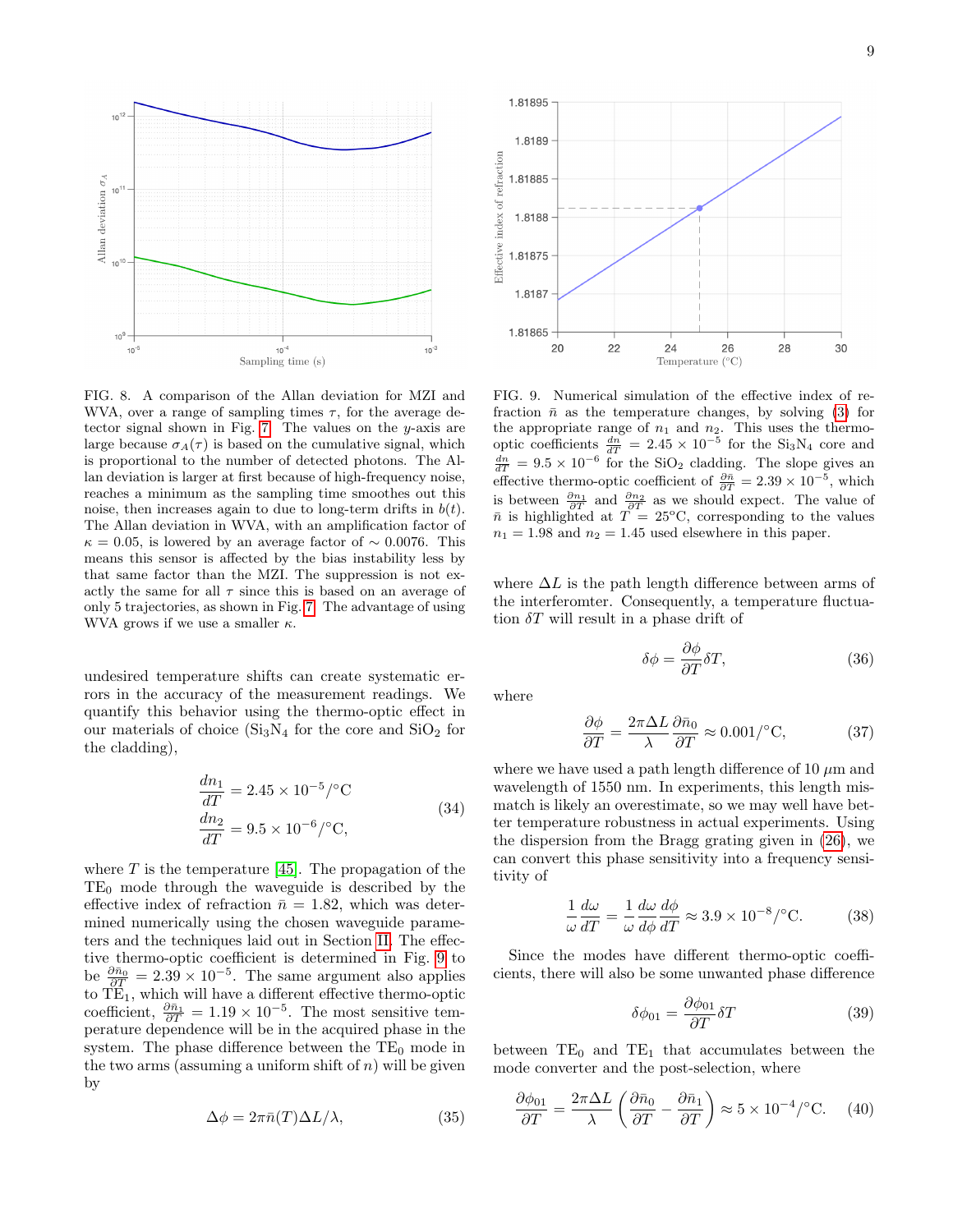FIG. 8. A comparison of the Allan deviation for MZI and WVA, over a range of sampling times $\tau$, for the average detector signal shown in Fig. 7. The values on the $y$-axis are large because $\sigma_A(\tau)$ is based on the cumulative signal, which is proportional to the number of detected photons. The Allan deviation is larger at first because of high-frequency noise, reaches a minimum as the sampling time smoothes out this noise, then increases again to due to long-term drifts in $b(t)$. The Allan deviation in WVA, with an amplification factor of $\kappa = 0.05$, is lowered by an average factor of $\sim 0.0076$. This means this sensor is affected by the bias instability less by that same factor than the MZI. The suppression is not exactly the same for all $\tau$ since this is based on an average of only 5 trajectories, as shown in Fig. 7. The advantage of using WVA grows if we use a smaller $\kappa$.

undesired temperature shifts can create systematic errors in the accuracy of the measurement readings. We quantify this behavior using the thermo-optic effect in our materials of choice ($Si_3N_4$ for the core and $SiO_2$ for the cladding),

$$
\begin{aligned}
\frac{dn_1}{dT} &= 2.45 \times 10^{-5}/^{\circ}\mathrm{C} \\
\frac{dn_2}{dT} &= 9.5 \times 10^{-6}/^{\circ}\mathrm{C},
\end{aligned}
\tag{34}
$$

where $T$ is the temperature [45]. The propagation of the $TE_0$ mode through the waveguide is described by the effective index of refraction $\bar{n} = 1.82$, which was determined numerically using the chosen waveguide parameters and the techniques laid out in Section II. The effective thermo-optic coefficient is determined in Fig. 9 to be $\frac{\partial \bar{n}_0}{\partial T} = 2.39 \times 10^{-5}$. The same argument also applies to $TE_1$, which will have a different effective thermo-optic coefficient, $\frac{\partial \bar{n}_1}{\partial T} = 1.19 \times 10^{-5}$. The most sensitive temperature dependence will be in the acquired phase in the system. The phase difference between the $TE_0$ mode in the two arms (assuming a uniform shift of $n$) will be given by

$$
\Delta\phi = 2\pi\bar{n}(T)\Delta L/\lambda, \tag{35}
$$

FIG. 9. Numerical simulation of the effective index of refraction $\bar{n}$ as the temperature changes, by solving (3) for the appropriate range of $n_1$ and $n_2$. This uses the thermo-optic coefficients $\frac{dn}{dT} = 2.45 \times 10^{-5}$ for the $Si_3N_4$ core and $\frac{dn}{dT} = 9.5 \times 10^{-6}$ for the $SiO_2$ cladding. The slope gives an effective thermo-optic coefficient of $\frac{\partial \bar{n}}{\partial T} = 2.39 \times 10^{-5}$, which is between $\frac{\partial n_1}{\partial T}$ and $\frac{\partial n_2}{\partial T}$ as we should expect. The value of $\bar{n}$ is highlighted at $T = 25^{o}$C, corresponding to the values $n_1 = 1.98$ and $n_2 = 1.45$ used elsewhere in this paper.

where $\Delta L$ is the path length difference between arms of the interferomter. Consequently, a temperature fluctuation $\delta T$ will result in a phase drift of

$$
\delta\phi = \frac{\partial \phi}{\partial T}\delta T, \tag{36}
$$

where

$$
\frac{\partial \phi}{\partial T} = \frac{2\pi\Delta L}{\lambda}\frac{\partial \bar{n}_0}{\partial T} \approx 0.001/^{\circ}\mathrm{C}, \tag{37}
$$

where we have used a path length difference of 10 $\mu$m and wavelength of 1550 nm. In experiments, this length mismatch is likely an overestimate, so we may well have better temperature robustness in actual experiments. Using the dispersion from the Bragg grating given in (26), we can convert this phase sensitivity into a frequency sensitivity of

$$
\frac{1}{\omega}\frac{d\omega}{dT} = \frac{1}{\omega}\frac{d\omega}{d\phi}\frac{d\phi}{dT} \approx 3.9 \times 10^{-8}/^{\circ}\mathrm{C}. \tag{38}
$$

Since the modes have different thermo-optic coefficients, there will also be some unwanted phase difference

$$
\delta\phi_{01} = \frac{\partial \phi_{01}}{\partial T}\delta T \tag{39}
$$

between $TE_0$ and $TE_1$ that accumulates between the mode converter and the post-selection, where

$$
\frac{\partial \phi_{01}}{\partial T} = \frac{2\pi\Delta L}{\lambda}\left(\frac{\partial \bar{n}_0}{\partial T} - \frac{\partial \bar{n}_1}{\partial T}\right) \approx 5 \times 10^{-4}/^{\circ}\mathrm{C}. \tag{40}
$$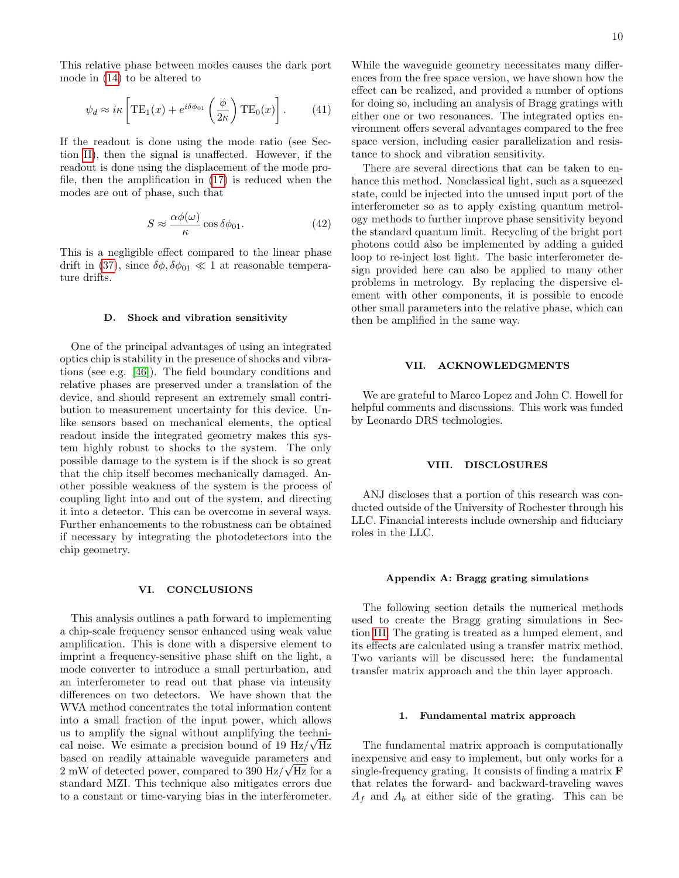This relative phase between modes causes the dark port mode in (14) to be altered to

$$\psi_d \approx i\kappa \left[ \mathrm{TE}_1(x) + e^{i\delta\phi_{01}} \left( \frac{\phi}{2\kappa} \right) \mathrm{TE}_0(x) \right]. \tag{41}$$

If the readout is done using the mode ratio (see Section II), then the signal is unaffected. However, if the readout is done using the displacement of the mode profile, then the amplification in (17) is reduced when the modes are out of phase, such that

$$S \approx \frac{\alpha\phi(\omega)}{\kappa} \cos \delta\phi_{01}. \tag{42}$$

This is a negligible effect compared to the linear phase drift in (37), since $\delta\phi, \delta\phi_{01} \ll 1$ at reasonable temperature drifts.

### D. Shock and vibration sensitivity

One of the principal advantages of using an integrated optics chip is stability in the presence of shocks and vibrations (see e.g. [46]). The field boundary conditions and relative phases are preserved under a translation of the device, and should represent an extremely small contribution to measurement uncertainty for this device. Unlike sensors based on mechanical elements, the optical readout inside the integrated geometry makes this system highly robust to shocks to the system. The only possible damage to the system is if the shock is so great that the chip itself becomes mechanically damaged. Another possible weakness of the system is the process of coupling light into and out of the system, and directing it into a detector. This can be overcome in several ways. Further enhancements to the robustness can be obtained if necessary by integrating the photodetectors into the chip geometry.

## VI. CONCLUSIONS

This analysis outlines a path forward to implementing a chip-scale frequency sensor enhanced using weak value amplification. This is done with a dispersive element to imprint a frequency-sensitive phase shift on the light, a mode converter to introduce a small perturbation, and an interferometer to read out that phase via intensity differences on two detectors. We have shown that the WVA method concentrates the total information content into a small fraction of the input power, which allows us to amplify the signal without amplifying the technical noise. We esimate a precision bound of 19 $\mathrm{Hz}/\sqrt{\mathrm{Hz}}$ based on readily attainable waveguide parameters and 2 mW of detected power, compared to 390 $\mathrm{Hz}/\sqrt{\mathrm{Hz}}$ for a standard MZI. This technique also mitigates errors due to a constant or time-varying bias in the interferometer. While the waveguide geometry necessitates many differences from the free space version, we have shown how the effect can be realized, and provided a number of options for doing so, including an analysis of Bragg gratings with either one or two resonances. The integrated optics environment offers several advantages compared to the free space version, including easier parallelization and resistance to shock and vibration sensitivity.

There are several directions that can be taken to enhance this method. Nonclassical light, such as a squeezed state, could be injected into the unused input port of the interferometer so as to apply existing quantum metrology methods to further improve phase sensitivity beyond the standard quantum limit. Recycling of the bright port photons could also be implemented by adding a guided loop to re-inject lost light. The basic interferometer design provided here can also be applied to many other problems in metrology. By replacing the dispersive element with other components, it is possible to encode other small parameters into the relative phase, which can then be amplified in the same way.

## VII. ACKNOWLEDGMENTS

We are grateful to Marco Lopez and John C. Howell for helpful comments and discussions. This work was funded by Leonardo DRS technologies.

## VIII. DISCLOSURES

ANJ discloses that a portion of this research was conducted outside of the University of Rochester through his LLC. Financial interests include ownership and fiduciary roles in the LLC.

## Appendix A: Bragg grating simulations

The following section details the numerical methods used to create the Bragg grating simulations in Section III. The grating is treated as a lumped element, and its effects are calculated using a transfer matrix method. Two variants will be discussed here: the fundamental transfer matrix approach and the thin layer approach.

### 1. Fundamental matrix approach

The fundamental matrix approach is computationally inexpensive and easy to implement, but only works for a single-frequency grating. It consists of finding a matrix $\mathbf{F}$ that relates the forward- and backward-traveling waves $A_f$ and $A_b$ at either side of the grating. This can be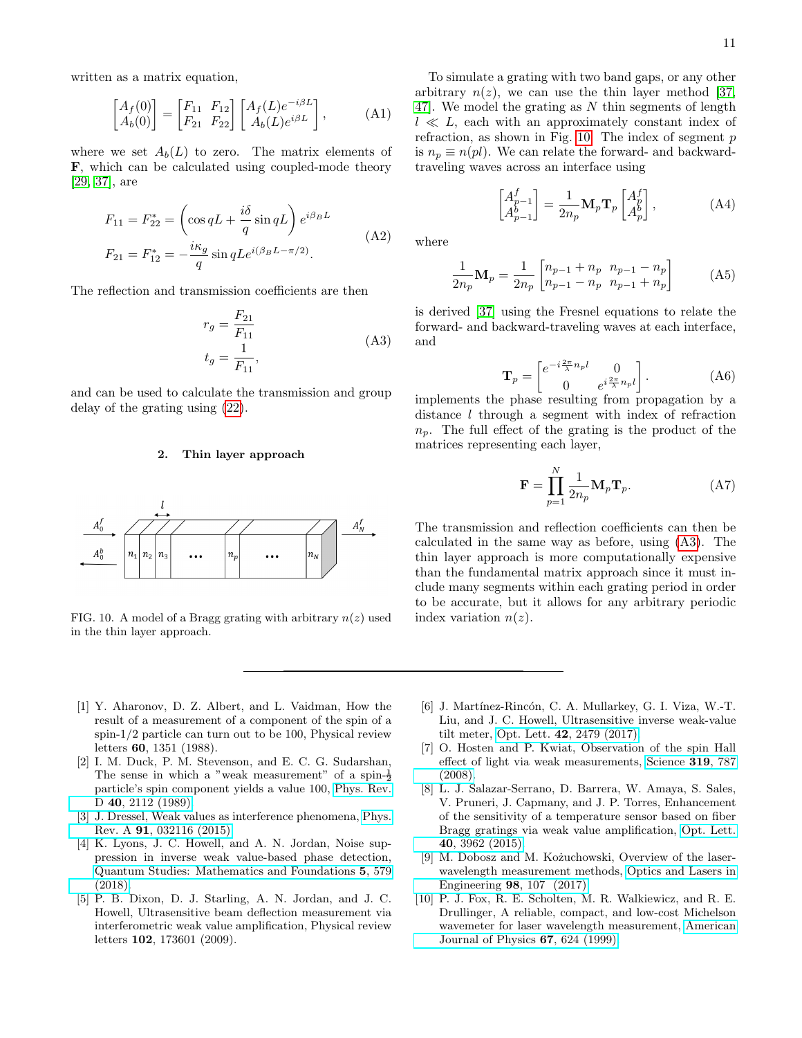written as a matrix equation,

$$\begin{bmatrix} A_f(0) \\ A_b(0) \end{bmatrix} = \begin{bmatrix} F_{11} & F_{12} \\ F_{21} & F_{22} \end{bmatrix} \begin{bmatrix} A_f(L)e^{-i\beta L} \\ A_b(L)e^{i\beta L} \end{bmatrix}, \tag{A1}$$

where we set $A_b(L)$ to zero. The matrix elements of $\mathbf{F}$, which can be calculated using coupled-mode theory [29, 37], are

$$\begin{aligned} F_{11} = F_{22}^* &= \left(\cos qL + \frac{i\delta}{q}\sin qL\right)e^{i\beta_B L} \\ F_{21} = F_{12}^* &= -\frac{i\kappa_g}{q}\sin qL e^{i(\beta_B L - \pi/2)}. \end{aligned} \tag{A2}$$

The reflection and transmission coefficients are then

$$\begin{aligned} r_g &= \frac{F_{21}}{F_{11}} \\ t_g &= \frac{1}{F_{11}}, \end{aligned} \tag{A3}$$

and can be used to calculate the transmission and group delay of the grating using (22).

### 2. Thin layer approach

FIG. 10. A model of a Bragg grating with arbitrary $n(z)$ used in the thin layer approach.

To simulate a grating with two band gaps, or any other arbitrary $n(z)$, we can use the thin layer method [37, 47]. We model the grating as $N$ thin segments of length $l \ll L$, each with an approximately constant index of refraction, as shown in Fig. 10. The index of segment $p$ is $n_p \equiv n(pl)$. We can relate the forward- and backward-traveling waves across an interface using

$$\begin{bmatrix} A_{p-1}^f \\ A_{p-1}^b \end{bmatrix} = \frac{1}{2n_p}\mathbf{M}_p\mathbf{T}_p \begin{bmatrix} A_p^f \\ A_p^b \end{bmatrix}, \tag{A4}$$

where

$$\frac{1}{2n_p}\mathbf{M}_p = \frac{1}{2n_p}\begin{bmatrix} n_{p-1}+n_p & n_{p-1}-n_p \\ n_{p-1}-n_p & n_{p-1}+n_p \end{bmatrix} \tag{A5}$$

is derived [37] using the Fresnel equations to relate the forward- and backward-traveling waves at each interface, and

$$\mathbf{T}_p = \begin{bmatrix} e^{-i\frac{2\pi}{\lambda}n_p l} & 0 \\ 0 & e^{i\frac{2\pi}{\lambda}n_p l} \end{bmatrix}. \tag{A6}$$

implements the phase resulting from propagation by a distance $l$ through a segment with index of refraction $n_p$. The full effect of the grating is the product of the matrices representing each layer,

$$\mathbf{F} = \prod_{p=1}^{N} \frac{1}{2n_p}\mathbf{M}_p\mathbf{T}_p. \tag{A7}$$

The transmission and reflection coefficients can then be calculated in the same way as before, using (A3). The thin layer approach is more computationally expensive than the fundamental matrix approach since it must include many segments within each grating period in order to be accurate, but it allows for any arbitrary periodic index variation $n(z)$.

---

[1] Y. Aharonov, D. Z. Albert, and L. Vaidman, How the result of a measurement of a component of the spin of a spin-1/2 particle can turn out to be 100, Physical review letters **60**, 1351 (1988).

[2] I. M. Duck, P. M. Stevenson, and E. C. G. Sudarshan, The sense in which a "weak measurement" of a spin-$\frac{1}{2}$ particle's spin component yields a value 100, Phys. Rev. D **40**, 2112 (1989).

[3] J. Dressel, Weak values as interference phenomena, Phys. Rev. A **91**, 032116 (2015).

[4] K. Lyons, J. C. Howell, and A. N. Jordan, Noise suppression in inverse weak value-based phase detection, Quantum Studies: Mathematics and Foundations **5**, 579 (2018).

[5] P. B. Dixon, D. J. Starling, A. N. Jordan, and J. C. Howell, Ultrasensitive beam deflection measurement via interferometric weak value amplification, Physical review letters **102**, 173601 (2009).

[6] J. Martínez-Rincón, C. A. Mullarkey, G. I. Viza, W.-T. Liu, and J. C. Howell, Ultrasensitive inverse weak-value tilt meter, Opt. Lett. **42**, 2479 (2017).

[7] O. Hosten and P. Kwiat, Observation of the spin Hall effect of light via weak measurements, Science **319**, 787 (2008).

[8] L. J. Salazar-Serrano, D. Barrera, W. Amaya, S. Sales, V. Pruneri, J. Capmany, and J. P. Torres, Enhancement of the sensitivity of a temperature sensor based on fiber Bragg gratings via weak value amplification, Opt. Lett. **40**, 3962 (2015).

[9] M. Dobosz and M. Kożuchowski, Overview of the laser-wavelength measurement methods, Optics and Lasers in Engineering **98**, 107 (2017).

[10] P. J. Fox, R. E. Scholten, M. R. Walkiewicz, and R. E. Drullinger, A reliable, compact, and low-cost Michelson wavemeter for laser wavelength measurement, American Journal of Physics **67**, 624 (1999).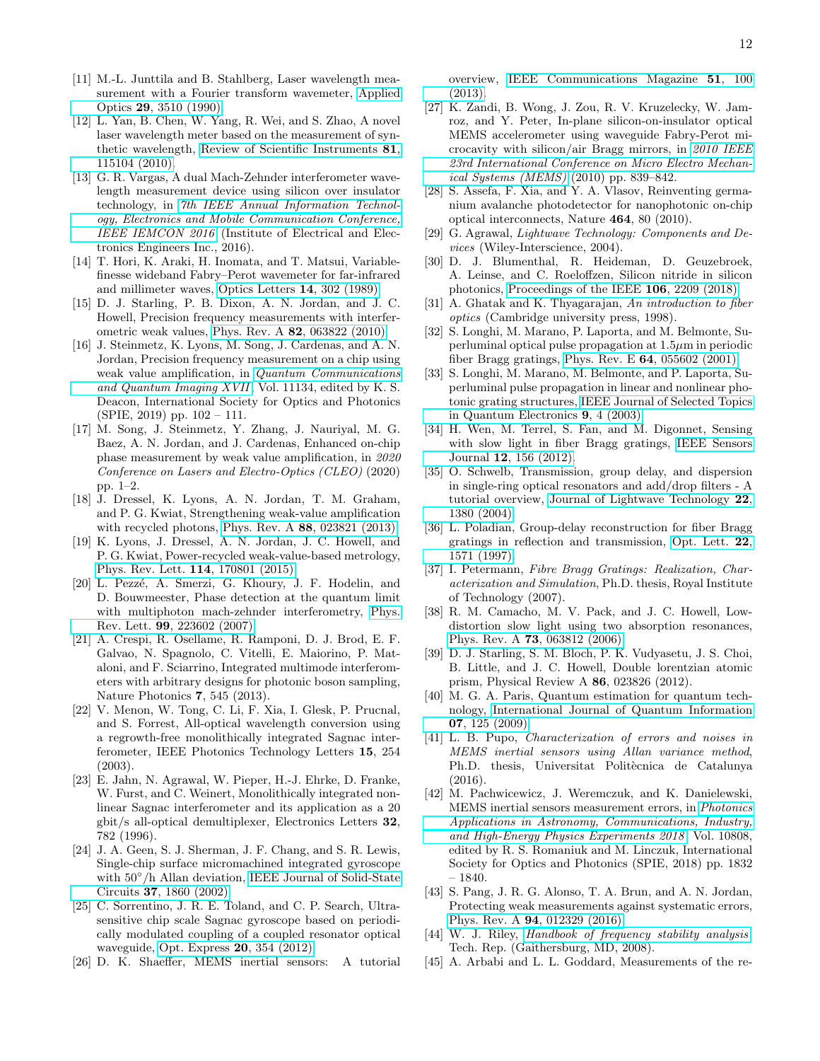[11] M.-L. Junttila and B. Stahlberg, Laser wavelength measurement with a Fourier transform wavemeter, Applied Optics **29**, 3510 (1990).

[12] L. Yan, B. Chen, W. Yang, R. Wei, and S. Zhao, A novel laser wavelength meter based on the measurement of synthetic wavelength, Review of Scientific Instruments **81**, 115104 (2010).

[13] G. R. Vargas, A dual Mach-Zehnder interferometer wavelength measurement device using silicon over insulator technology, in *7th IEEE Annual Information Technology, Electronics and Mobile Communication Conference, IEEE IEMCON 2016* (Institute of Electrical and Electronics Engineers Inc., 2016).

[14] T. Hori, K. Araki, H. Inomata, and T. Matsui, Variable-finesse wideband Fabry–Perot wavemeter for far-infrared and millimeter waves, Optics Letters **14**, 302 (1989).

[15] D. J. Starling, P. B. Dixon, A. N. Jordan, and J. C. Howell, Precision frequency measurements with interferometric weak values, Phys. Rev. A **82**, 063822 (2010).

[16] J. Steinmetz, K. Lyons, M. Song, J. Cardenas, and A. N. Jordan, Precision frequency measurement on a chip using weak value amplification, in *Quantum Communications and Quantum Imaging XVII*, Vol. 11134, edited by K. S. Deacon, International Society for Optics and Photonics (SPIE, 2019) pp. 102 – 111.

[17] M. Song, J. Steinmetz, Y. Zhang, J. Nauriyal, M. G. Baez, A. N. Jordan, and J. Cardenas, Enhanced on-chip phase measurement by weak value amplification, in *2020 Conference on Lasers and Electro-Optics (CLEO)* (2020) pp. 1–2.

[18] J. Dressel, K. Lyons, A. N. Jordan, T. M. Graham, and P. G. Kwiat, Strengthening weak-value amplification with recycled photons, Phys. Rev. A **88**, 023821 (2013).

[19] K. Lyons, J. Dressel, A. N. Jordan, J. C. Howell, and P. G. Kwiat, Power-recycled weak-value-based metrology, Phys. Rev. Lett. **114**, 170801 (2015).

[20] L. Pezzé, A. Smerzi, G. Khoury, J. F. Hodelin, and D. Bouwmeester, Phase detection at the quantum limit with multiphoton mach-zehnder interferometry, Phys. Rev. Lett. **99**, 223602 (2007).

[21] A. Crespi, R. Osellame, R. Ramponi, D. J. Brod, E. F. Galvao, N. Spagnolo, C. Vitelli, E. Maiorino, P. Mataloni, and F. Sciarrino, Integrated multimode interferometers with arbitrary designs for photonic boson sampling, Nature Photonics **7**, 545 (2013).

[22] V. Menon, W. Tong, C. Li, F. Xia, I. Glesk, P. Prucnal, and S. Forrest, All-optical wavelength conversion using a regrowth-free monolithically integrated Sagnac interferometer, IEEE Photonics Technology Letters **15**, 254 (2003).

[23] E. Jahn, N. Agrawal, W. Pieper, H.-J. Ehrke, D. Franke, W. Furst, and C. Weinert, Monolithically integrated nonlinear Sagnac interferometer and its application as a 20 gbit/s all-optical demultiplexer, Electronics Letters **32**, 782 (1996).

[24] J. A. Geen, S. J. Sherman, J. F. Chang, and S. R. Lewis, Single-chip surface micromachined integrated gyroscope with 50°/h Allan deviation, IEEE Journal of Solid-State Circuits **37**, 1860 (2002).

[25] C. Sorrentino, J. R. E. Toland, and C. P. Search, Ultra-sensitive chip scale Sagnac gyroscope based on periodically modulated coupling of a coupled resonator optical waveguide, Opt. Express **20**, 354 (2012).

[26] D. K. Shaeffer, MEMS inertial sensors: A tutorial overview, IEEE Communications Magazine **51**, 100 (2013).

[27] K. Zandi, B. Wong, J. Zou, R. V. Kruzelecky, W. Jamroz, and Y. Peter, In-plane silicon-on-insulator optical MEMS accelerometer using waveguide Fabry-Perot microcavity with silicon/air Bragg mirrors, in *2010 IEEE 23rd International Conference on Micro Electro Mechanical Systems (MEMS)* (2010) pp. 839–842.

[28] S. Assefa, F. Xia, and Y. A. Vlasov, Reinventing germanium avalanche photodetector for nanophotonic on-chip optical interconnects, Nature **464**, 80 (2010).

[29] G. Agrawal, *Lightwave Technology: Components and Devices* (Wiley-Interscience, 2004).

[30] D. J. Blumenthal, R. Heideman, D. Geuzebroek, A. Leinse, and C. Roeloffzen, Silicon nitride in silicon photonics, Proceedings of the IEEE **106**, 2209 (2018).

[31] A. Ghatak and K. Thyagarajan, *An introduction to fiber optics* (Cambridge university press, 1998).

[32] S. Longhi, M. Marano, P. Laporta, and M. Belmonte, Superluminal optical pulse propagation at $1.5\mu m$ in periodic fiber Bragg gratings, Phys. Rev. E **64**, 055602 (2001).

[33] S. Longhi, M. Marano, M. Belmonte, and P. Laporta, Superluminal pulse propagation in linear and nonlinear photonic grating structures, IEEE Journal of Selected Topics in Quantum Electronics **9**, 4 (2003).

[34] H. Wen, M. Terrel, S. Fan, and M. Digonnet, Sensing with slow light in fiber Bragg gratings, IEEE Sensors Journal **12**, 156 (2012).

[35] O. Schwelb, Transmission, group delay, and dispersion in single-ring optical resonators and add/drop filters - A tutorial overview, Journal of Lightwave Technology **22**, 1380 (2004).

[36] L. Poladian, Group-delay reconstruction for fiber Bragg gratings in reflection and transmission, Opt. Lett. **22**, 1571 (1997).

[37] I. Petermann, *Fibre Bragg Gratings: Realization, Characterization and Simulation*, Ph.D. thesis, Royal Institute of Technology (2007).

[38] R. M. Camacho, M. V. Pack, and J. C. Howell, Low-distortion slow light using two absorption resonances, Phys. Rev. A **73**, 063812 (2006).

[39] D. J. Starling, S. M. Bloch, P. K. Vudyasetu, J. S. Choi, B. Little, and J. C. Howell, Double lorentzian atomic prism, Physical Review A **86**, 023826 (2012).

[40] M. G. A. Paris, Quantum estimation for quantum technology, International Journal of Quantum Information **07**, 125 (2009).

[41] L. B. Pupo, *Characterization of errors and noises in MEMS inertial sensors using Allan variance method*, Ph.D. thesis, Universitat Politècnica de Catalunya (2016).

[42] M. Pachwicewicz, J. Weremczuk, and K. Danielewski, MEMS inertial sensors measurement errors, in *Photonics Applications in Astronomy, Communications, Industry, and High-Energy Physics Experiments 2018*, Vol. 10808, edited by R. S. Romaniuk and M. Linczuk, International Society for Optics and Photonics (SPIE, 2018) pp. 1832 – 1840.

[43] S. Pang, J. R. G. Alonso, T. A. Brun, and A. N. Jordan, Protecting weak measurements against systematic errors, Phys. Rev. A **94**, 012329 (2016).

[44] W. J. Riley, *Handbook of frequency stability analysis*, Tech. Rep. (Gaithersburg, MD, 2008).

[45] A. Arbabi and L. L. Goddard, Measurements of the re-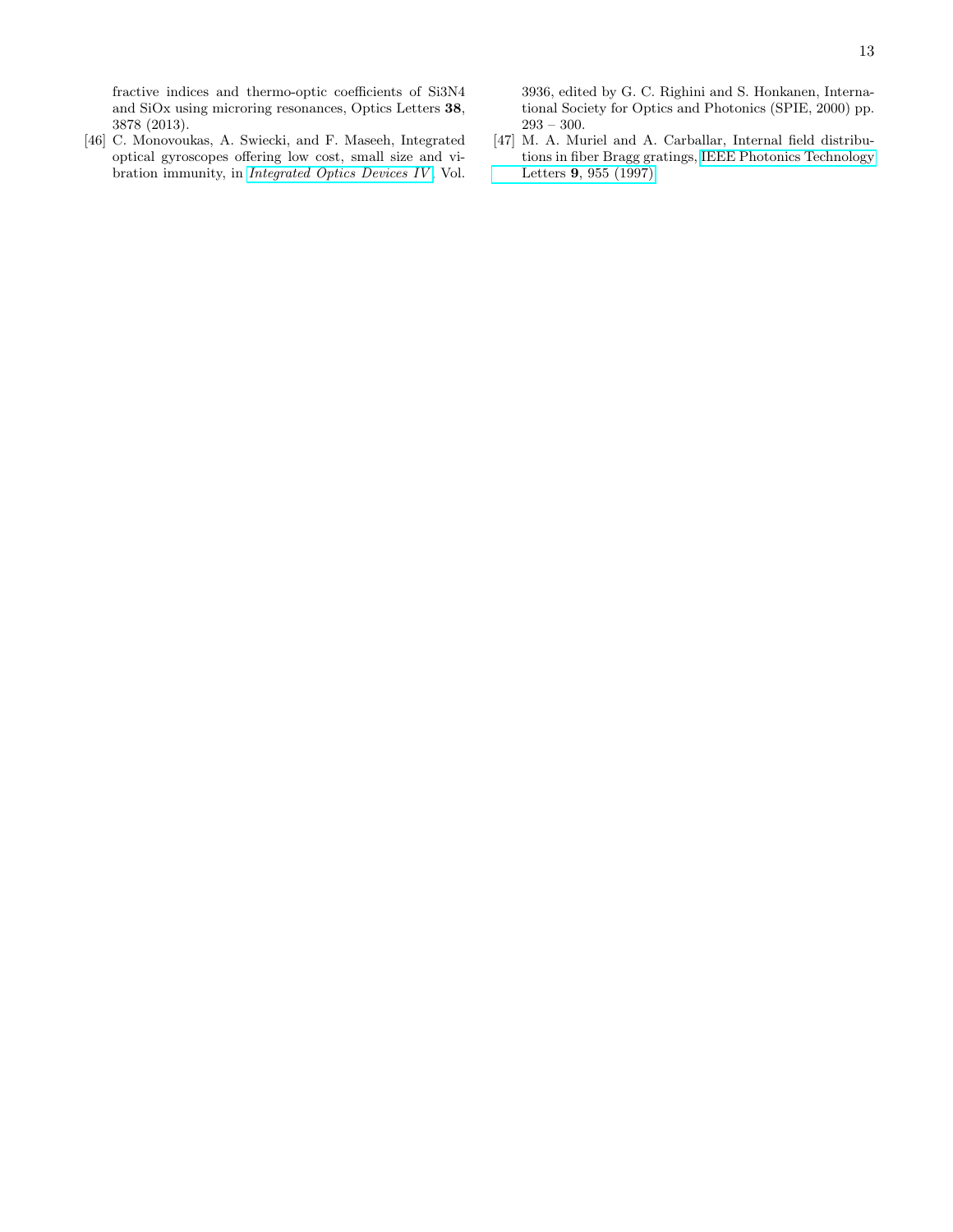fractive indices and thermo-optic coefficients of Si3N4 and SiOx using microring resonances, Optics Letters **38**, 3878 (2013).

[46] C. Monovoukas, A. Swiecki, and F. Maseeh, Integrated optical gyroscopes offering low cost, small size and vibration immunity, in *Integrated Optics Devices IV*, Vol. 3936, edited by G. C. Righini and S. Honkanen, International Society for Optics and Photonics (SPIE, 2000) pp. 293 – 300.

[47] M. A. Muriel and A. Carballar, Internal field distributions in fiber Bragg gratings, IEEE Photonics Technology Letters **9**, 955 (1997).